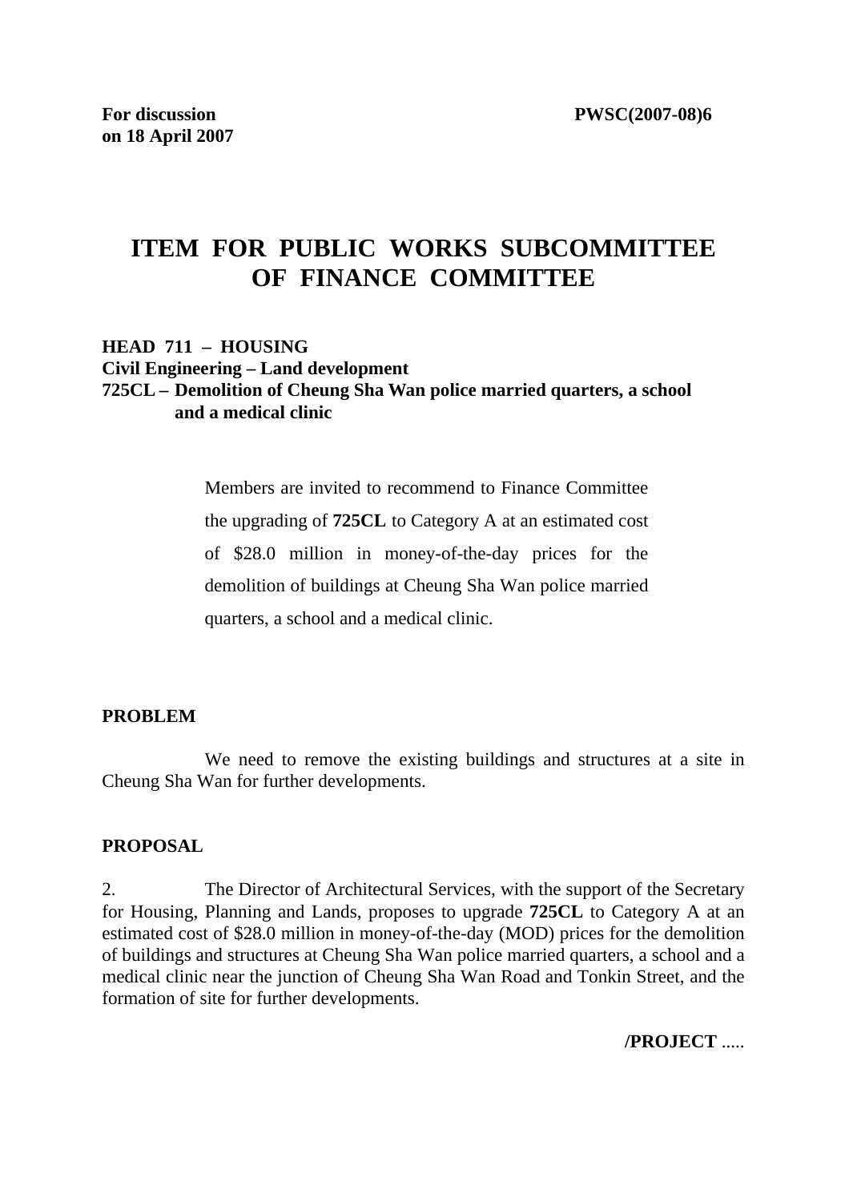**For discussion on 18 April 2007**

**PWSC(2007-08)6**

# ITEM FOR PUBLIC WORKS SUBCOMMITTEE OF FINANCE COMMITTEE

**HEAD 711 – HOUSING**
**Civil Engineering – Land development**
**725CL – Demolition of Cheung Sha Wan police married quarters, a school and a medical clinic**

> Members are invited to recommend to Finance Committee the upgrading of **725CL** to Category A at an estimated cost of $28.0 million in money-of-the-day prices for the demolition of buildings at Cheung Sha Wan police married quarters, a school and a medical clinic.

## PROBLEM

We need to remove the existing buildings and structures at a site in Cheung Sha Wan for further developments.

## PROPOSAL

2. The Director of Architectural Services, with the support of the Secretary for Housing, Planning and Lands, proposes to upgrade **725CL** to Category A at an estimated cost of $28.0 million in money-of-the-day (MOD) prices for the demolition of buildings and structures at Cheung Sha Wan police married quarters, a school and a medical clinic near the junction of Cheung Sha Wan Road and Tonkin Street, and the formation of site for further developments.

**/PROJECT** .....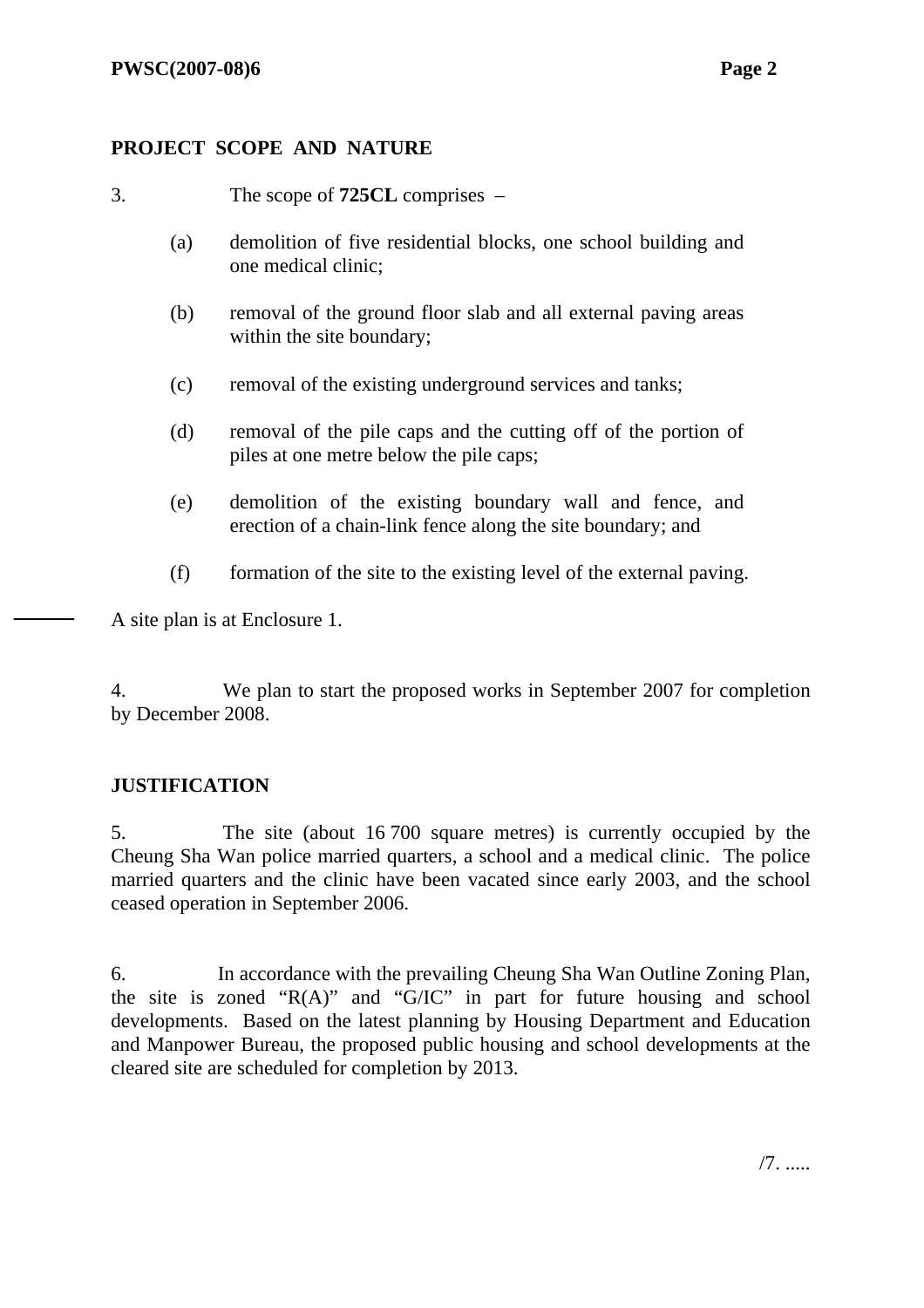## PROJECT SCOPE AND NATURE

3. The scope of **725CL** comprises –

(a) demolition of five residential blocks, one school building and one medical clinic;

(b) removal of the ground floor slab and all external paving areas within the site boundary;

(c) removal of the existing underground services and tanks;

(d) removal of the pile caps and the cutting off of the portion of piles at one metre below the pile caps;

(e) demolition of the existing boundary wall and fence, and erection of a chain-link fence along the site boundary; and

(f) formation of the site to the existing level of the external paving.

A site plan is at Enclosure 1.

4. We plan to start the proposed works in September 2007 for completion by December 2008.

## JUSTIFICATION

5. The site (about 16 700 square metres) is currently occupied by the Cheung Sha Wan police married quarters, a school and a medical clinic. The police married quarters and the clinic have been vacated since early 2003, and the school ceased operation in September 2006.

6. In accordance with the prevailing Cheung Sha Wan Outline Zoning Plan, the site is zoned "R(A)" and "G/IC" in part for future housing and school developments. Based on the latest planning by Housing Department and Education and Manpower Bureau, the proposed public housing and school developments at the cleared site are scheduled for completion by 2013.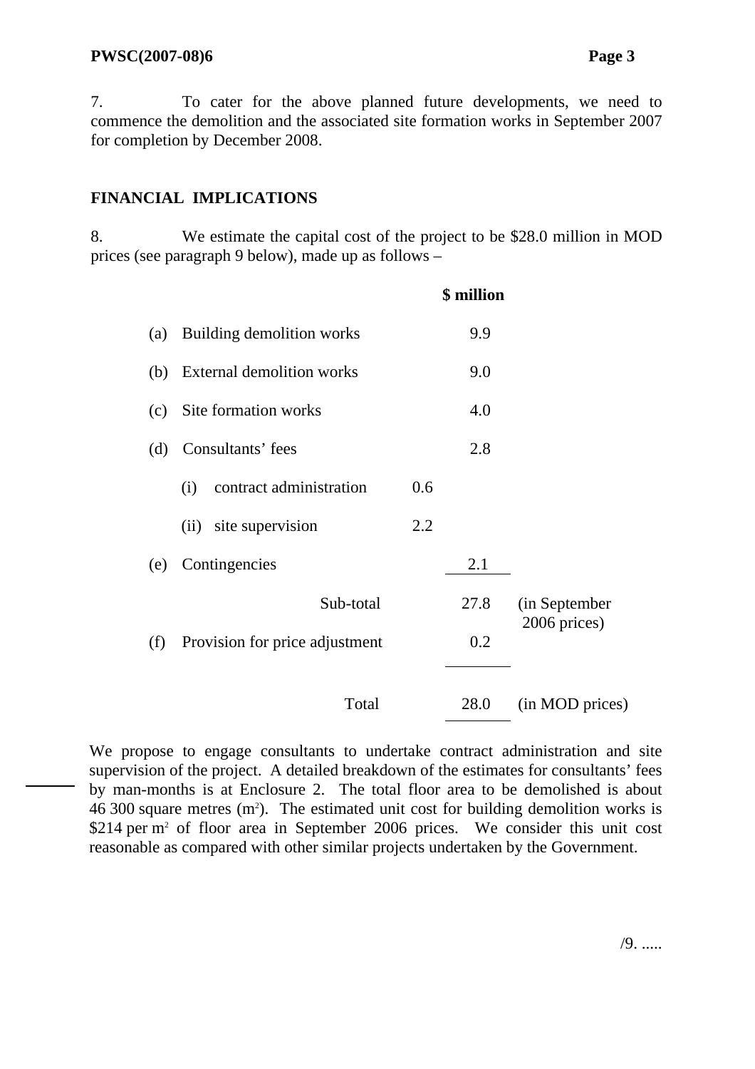7. To cater for the above planned future developments, we need to commence the demolition and the associated site formation works in September 2007 for completion by December 2008.

## FINANCIAL IMPLICATIONS

8. We estimate the capital cost of the project to be $28.0 million in MOD prices (see paragraph 9 below), made up as follows –

| | | | $ million | |
|---|---|---|---|---|
| (a) | Building demolition works | | 9.9 | |
| (b) | External demolition works | | 9.0 | |
| (c) | Site formation works | | 4.0 | |
| (d) | Consultants' fees | | 2.8 | |
| | (i) contract administration | 0.6 | | |
| | (ii) site supervision | 2.2 | | |
| (e) | Contingencies | | 2.1 | |
| | Sub-total | | 27.8 | (in September 2006 prices) |
| (f) | Provision for price adjustment | | 0.2 | |
| | Total | | 28.0 | (in MOD prices) |

We propose to engage consultants to undertake contract administration and site supervision of the project. A detailed breakdown of the estimates for consultants' fees by man-months is at Enclosure 2. The total floor area to be demolished is about 46 300 square metres ($m^2$). The estimated unit cost for building demolition works is $214 per $m^2$ of floor area in September 2006 prices. We consider this unit cost reasonable as compared with other similar projects undertaken by the Government.

/9. .....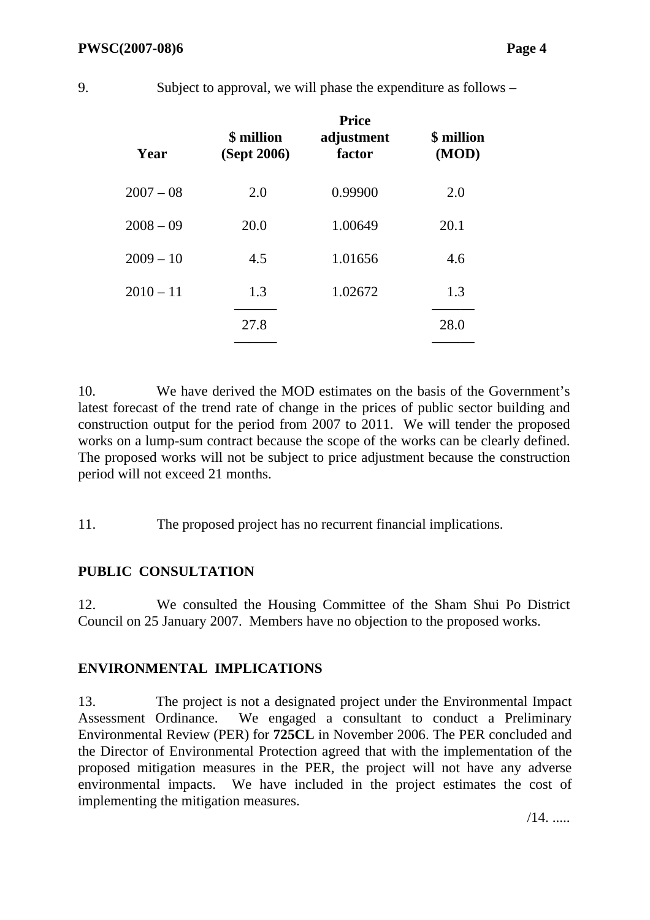9. Subject to approval, we will phase the expenditure as follows –

| Year | $ million (Sept 2006) | Price adjustment factor | $ million (MOD) |
|---|---|---|---|
| 2007 – 08 | 2.0 | 0.99900 | 2.0 |
| 2008 – 09 | 20.0 | 1.00649 | 20.1 |
| 2009 – 10 | 4.5 | 1.01656 | 4.6 |
| 2010 – 11 | 1.3 | 1.02672 | 1.3 |
| | 27.8 | | 28.0 |

10. We have derived the MOD estimates on the basis of the Government's latest forecast of the trend rate of change in the prices of public sector building and construction output for the period from 2007 to 2011. We will tender the proposed works on a lump-sum contract because the scope of the works can be clearly defined. The proposed works will not be subject to price adjustment because the construction period will not exceed 21 months.

11. The proposed project has no recurrent financial implications.

**PUBLIC CONSULTATION**

12. We consulted the Housing Committee of the Sham Shui Po District Council on 25 January 2007. Members have no objection to the proposed works.

**ENVIRONMENTAL IMPLICATIONS**

13. The project is not a designated project under the Environmental Impact Assessment Ordinance. We engaged a consultant to conduct a Preliminary Environmental Review (PER) for **725CL** in November 2006. The PER concluded and the Director of Environmental Protection agreed that with the implementation of the proposed mitigation measures in the PER, the project will not have any adverse environmental impacts. We have included in the project estimates the cost of implementing the mitigation measures.

/14. .....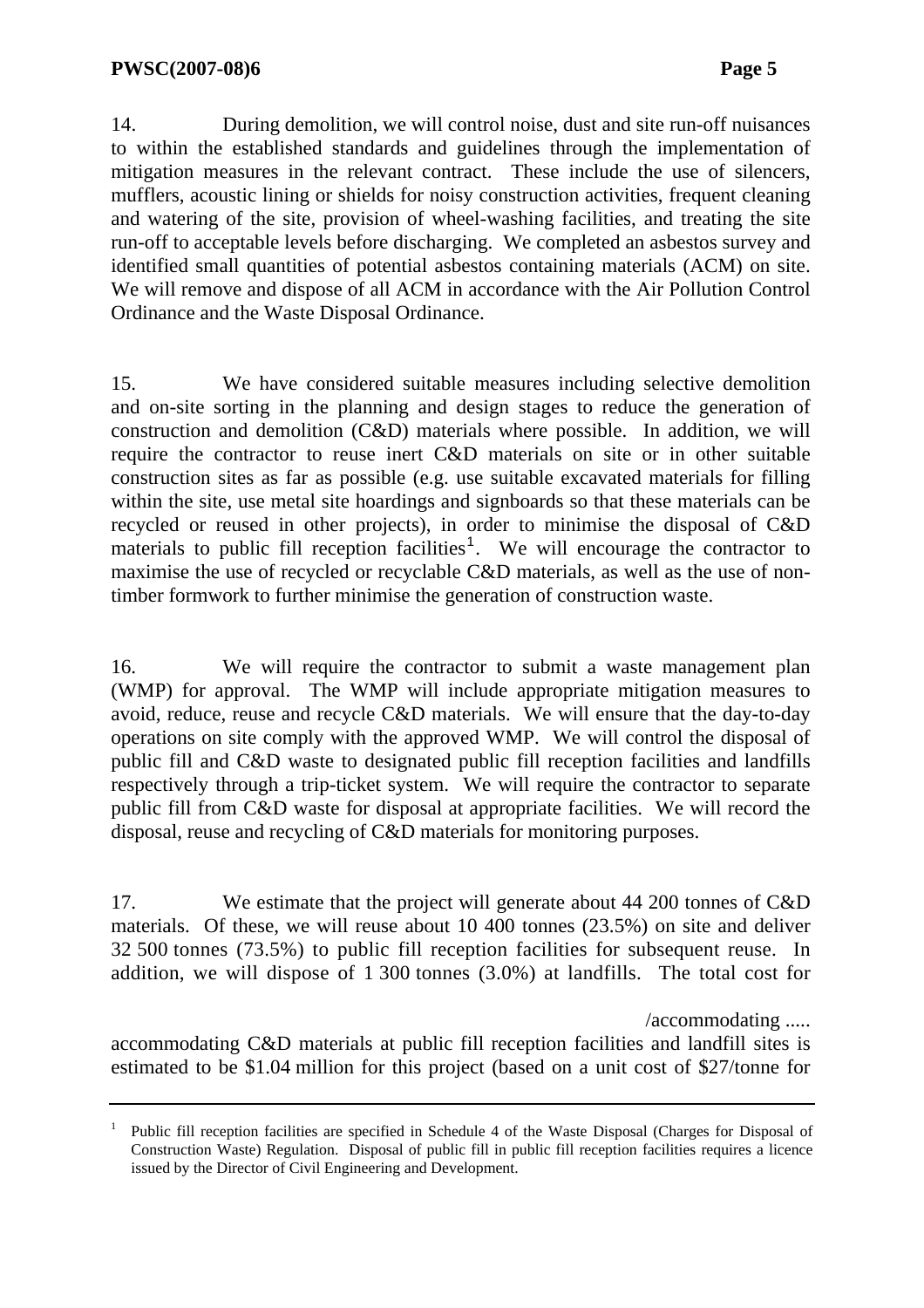14. During demolition, we will control noise, dust and site run-off nuisances to within the established standards and guidelines through the implementation of mitigation measures in the relevant contract. These include the use of silencers, mufflers, acoustic lining or shields for noisy construction activities, frequent cleaning and watering of the site, provision of wheel-washing facilities, and treating the site run-off to acceptable levels before discharging. We completed an asbestos survey and identified small quantities of potential asbestos containing materials (ACM) on site. We will remove and dispose of all ACM in accordance with the Air Pollution Control Ordinance and the Waste Disposal Ordinance.

15. We have considered suitable measures including selective demolition and on-site sorting in the planning and design stages to reduce the generation of construction and demolition (C&D) materials where possible. In addition, we will require the contractor to reuse inert C&D materials on site or in other suitable construction sites as far as possible (e.g. use suitable excavated materials for filling within the site, use metal site hoardings and signboards so that these materials can be recycled or reused in other projects), in order to minimise the disposal of C&D materials to public fill reception facilities[1]. We will encourage the contractor to maximise the use of recycled or recyclable C&D materials, as well as the use of non-timber formwork to further minimise the generation of construction waste.

16. We will require the contractor to submit a waste management plan (WMP) for approval. The WMP will include appropriate mitigation measures to avoid, reduce, reuse and recycle C&D materials. We will ensure that the day-to-day operations on site comply with the approved WMP. We will control the disposal of public fill and C&D waste to designated public fill reception facilities and landfills respectively through a trip-ticket system. We will require the contractor to separate public fill from C&D waste for disposal at appropriate facilities. We will record the disposal, reuse and recycling of C&D materials for monitoring purposes.

17. We estimate that the project will generate about 44 200 tonnes of C&D materials. Of these, we will reuse about 10 400 tonnes (23.5%) on site and deliver 32 500 tonnes (73.5%) to public fill reception facilities for subsequent reuse. In addition, we will dispose of 1 300 tonnes (3.0%) at landfills. The total cost for accommodating C&D materials at public fill reception facilities and landfill sites is estimated to be $1.04 million for this project (based on a unit cost of $27/tonne for

---

[1] Public fill reception facilities are specified in Schedule 4 of the Waste Disposal (Charges for Disposal of Construction Waste) Regulation. Disposal of public fill in public fill reception facilities requires a licence issued by the Director of Civil Engineering and Development.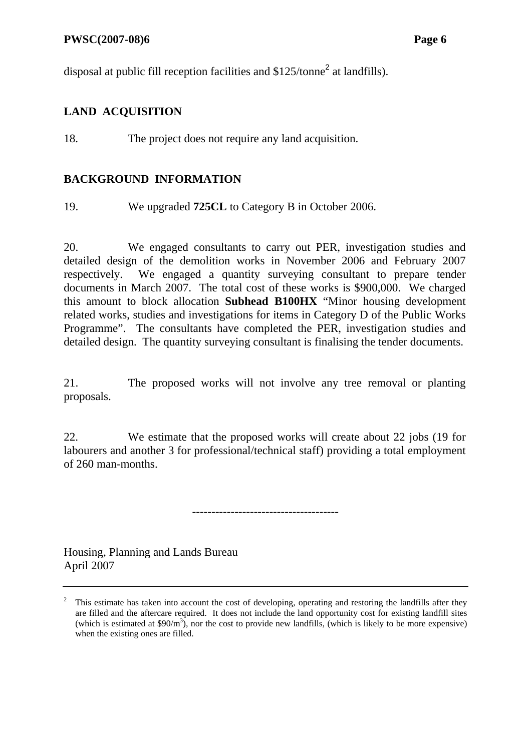disposal at public fill reception facilities and \$125/tonne[2] at landfills).

## LAND ACQUISITION

18. The project does not require any land acquisition.

## BACKGROUND INFORMATION

19. We upgraded **725CL** to Category B in October 2006.

20. We engaged consultants to carry out PER, investigation studies and detailed design of the demolition works in November 2006 and February 2007 respectively. We engaged a quantity surveying consultant to prepare tender documents in March 2007. The total cost of these works is \$900,000. We charged this amount to block allocation **Subhead B100HX** "Minor housing development related works, studies and investigations for items in Category D of the Public Works Programme". The consultants have completed the PER, investigation studies and detailed design. The quantity surveying consultant is finalising the tender documents.

21. The proposed works will not involve any tree removal or planting proposals.

22. We estimate that the proposed works will create about 22 jobs (19 for labourers and another 3 for professional/technical staff) providing a total employment of 260 man-months.

--------------------------------------

Housing, Planning and Lands Bureau
April 2007

---

[2] This estimate has taken into account the cost of developing, operating and restoring the landfills after they are filled and the aftercare required. It does not include the land opportunity cost for existing landfill sites (which is estimated at \$90/$m^3$), nor the cost to provide new landfills, (which is likely to be more expensive) when the existing ones are filled.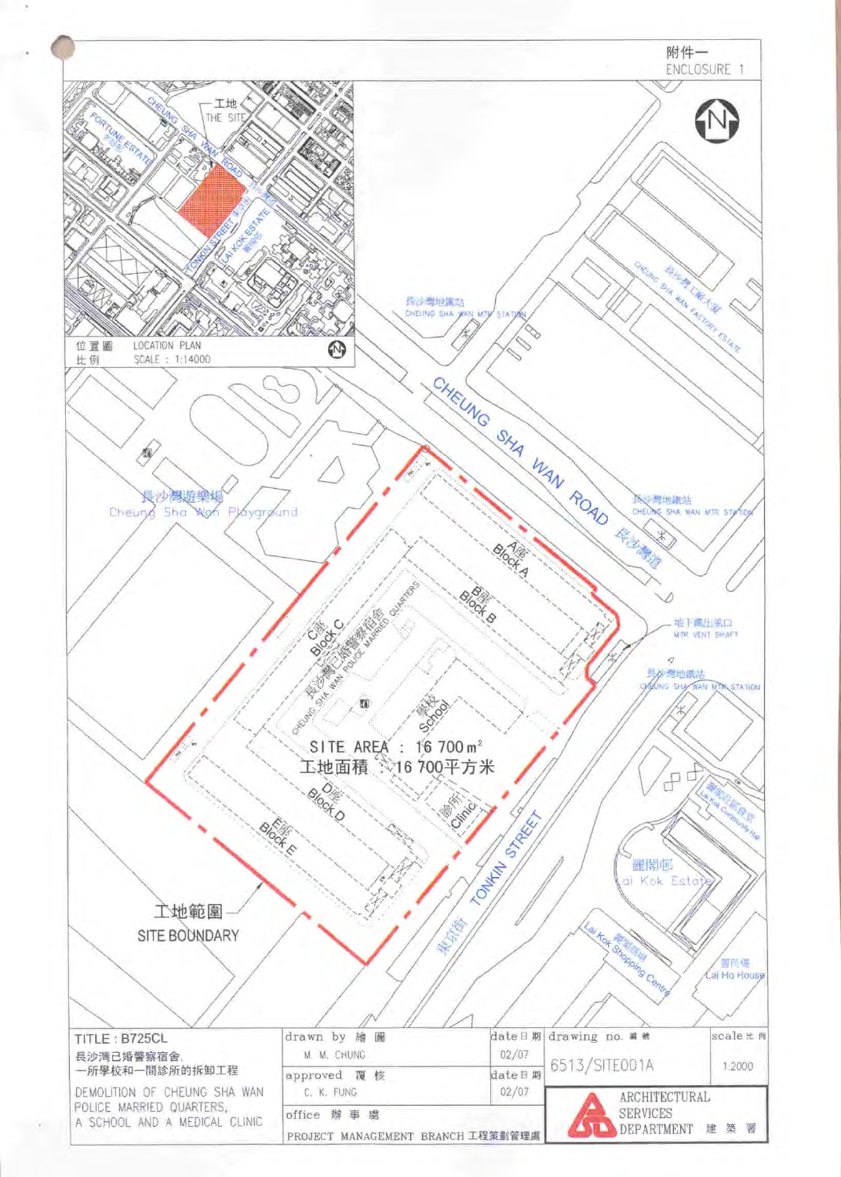附件一
ENCLOSURE 1

位置圖 LOCATION PLAN
比例 SCALE : 1:14000

工地 THE SITE

SITE AREA : 16 700 m²
工地面積 : 16 700平方米

工地範圍
SITE BOUNDARY

| TITLE : B725CL<br>長沙灣已婚警察宿舍、一所學校和一間診所的拆卸工程<br>DEMOLITION OF CHEUNG SHA WAN POLICE MARRIED QUARTERS, A SCHOOL AND A MEDICAL CLINIC | drawn by 繪圖<br>M. M. CHUNG | date 日期<br>02/07 | drawing no. 編號<br>6513/SITE001A | scale 比例<br>1:2000 |
|---|---|---|---|---|
| | approved 覆核<br>C. K. FUNG | date 日期<br>02/07 | ARCHITECTURAL SERVICES DEPARTMENT 建築署 | |
| | office 辦事處<br>PROJECT MANAGEMENT BRANCH 工程策劃管理處 | | | |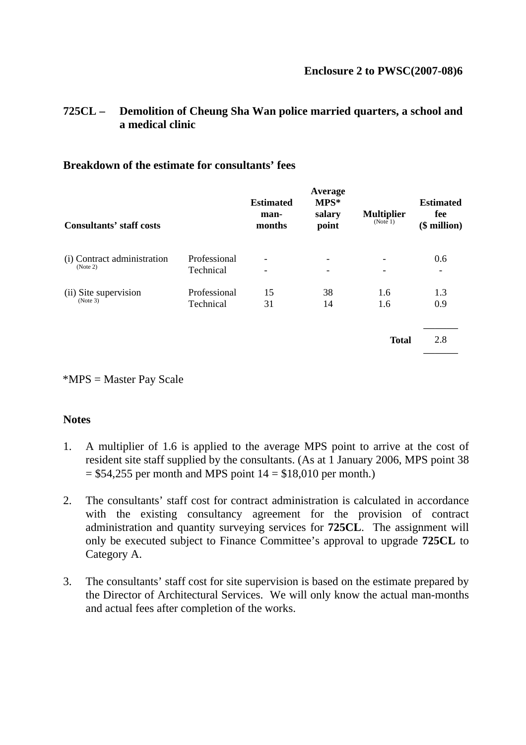**Enclosure 2 to PWSC(2007-08)6**

## 725CL – Demolition of Cheung Sha Wan police married quarters, a school and a medical clinic

### Breakdown of the estimate for consultants' fees

| Consultants' staff costs | | Estimated man-months | Average MPS* salary point | Multiplier (Note 1) | Estimated fee ($ million) |
|---|---|---|---|---|---|
| (i) Contract administration (Note 2) | Professional | - | - | - | 0.6 |
| | Technical | - | - | - | - |
| (ii) Site supervision (Note 3) | Professional | 15 | 38 | 1.6 | 1.3 |
| | Technical | 31 | 14 | 1.6 | 0.9 |
| | | | | **Total** | 2.8 |

*MPS = Master Pay Scale

### Notes

1. A multiplier of 1.6 is applied to the average MPS point to arrive at the cost of resident site staff supplied by the consultants. (As at 1 January 2006, MPS point 38 = $54,255 per month and MPS point 14 = $18,010 per month.)

2. The consultants' staff cost for contract administration is calculated in accordance with the existing consultancy agreement for the provision of contract administration and quantity surveying services for **725CL**. The assignment will only be executed subject to Finance Committee's approval to upgrade **725CL** to Category A.

3. The consultants' staff cost for site supervision is based on the estimate prepared by the Director of Architectural Services. We will only know the actual man-months and actual fees after completion of the works.